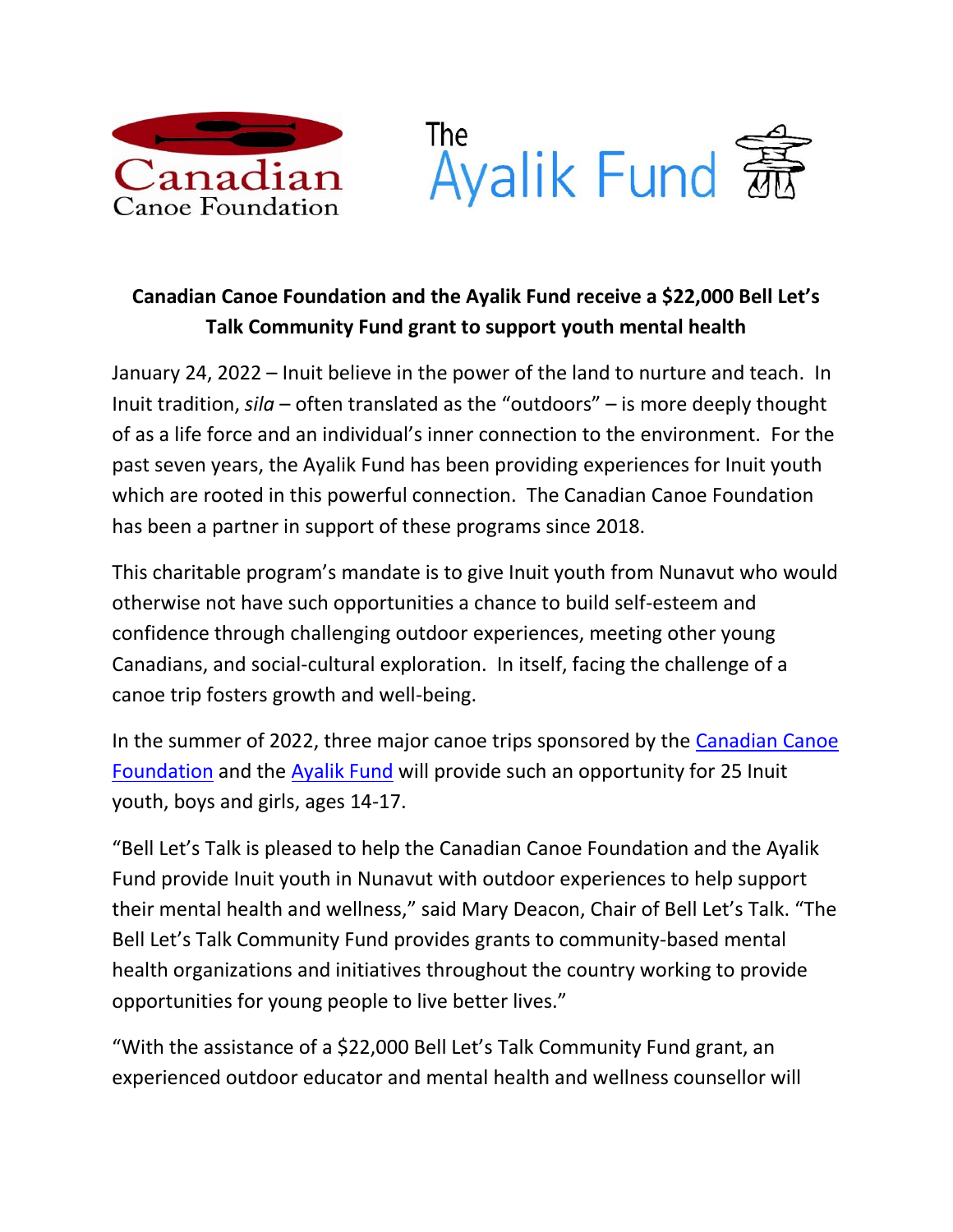Canadian Canoe Foundation

The Ayalik Fund

**Canadian Canoe Foundation and the Ayalik Fund receive a $22,000 Bell Let's Talk Community Fund grant to support youth mental health**

January 24, 2022 – Inuit believe in the power of the land to nurture and teach. In Inuit tradition, *sila* – often translated as the "outdoors" – is more deeply thought of as a life force and an individual's inner connection to the environment. For the past seven years, the Ayalik Fund has been providing experiences for Inuit youth which are rooted in this powerful connection. The Canadian Canoe Foundation has been a partner in support of these programs since 2018.

This charitable program's mandate is to give Inuit youth from Nunavut who would otherwise not have such opportunities a chance to build self-esteem and confidence through challenging outdoor experiences, meeting other young Canadians, and social-cultural exploration. In itself, facing the challenge of a canoe trip fosters growth and well-being.

In the summer of 2022, three major canoe trips sponsored by the Canadian Canoe Foundation and the Ayalik Fund will provide such an opportunity for 25 Inuit youth, boys and girls, ages 14-17.

"Bell Let's Talk is pleased to help the Canadian Canoe Foundation and the Ayalik Fund provide Inuit youth in Nunavut with outdoor experiences to help support their mental health and wellness," said Mary Deacon, Chair of Bell Let's Talk. "The Bell Let's Talk Community Fund provides grants to community-based mental health organizations and initiatives throughout the country working to provide opportunities for young people to live better lives."

"With the assistance of a $22,000 Bell Let's Talk Community Fund grant, an experienced outdoor educator and mental health and wellness counsellor will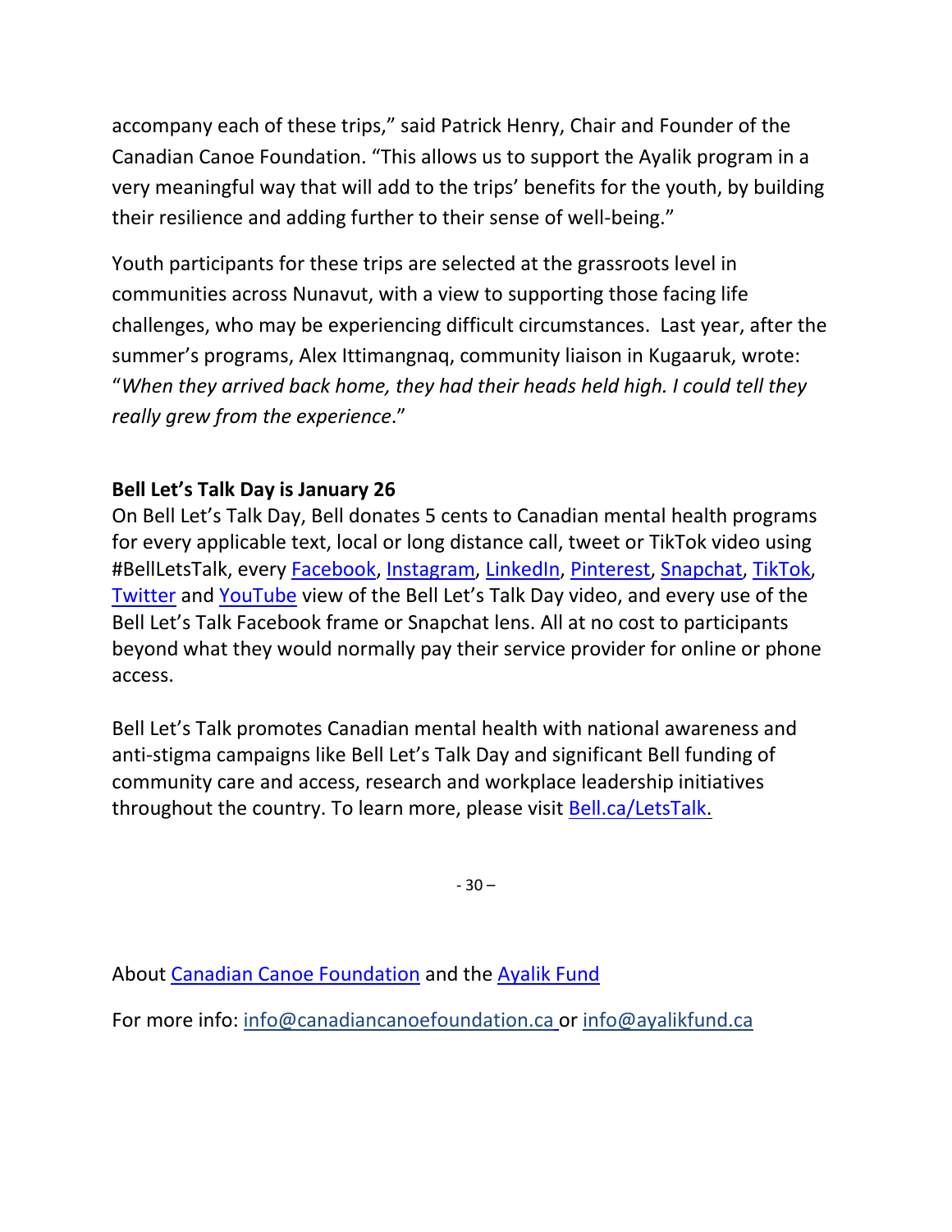accompany each of these trips," said Patrick Henry, Chair and Founder of the Canadian Canoe Foundation. "This allows us to support the Ayalik program in a very meaningful way that will add to the trips' benefits for the youth, by building their resilience and adding further to their sense of well-being."

Youth participants for these trips are selected at the grassroots level in communities across Nunavut, with a view to supporting those facing life challenges, who may be experiencing difficult circumstances. Last year, after the summer's programs, Alex Ittimangnaq, community liaison in Kugaaruk, wrote: "*When they arrived back home, they had their heads held high. I could tell they really grew from the experience*."

**Bell Let's Talk Day is January 26**

On Bell Let's Talk Day, Bell donates 5 cents to Canadian mental health programs for every applicable text, local or long distance call, tweet or TikTok video using #BellLetsTalk, every Facebook, Instagram, LinkedIn, Pinterest, Snapchat, TikTok, Twitter and YouTube view of the Bell Let's Talk Day video, and every use of the Bell Let's Talk Facebook frame or Snapchat lens. All at no cost to participants beyond what they would normally pay their service provider for online or phone access.

Bell Let's Talk promotes Canadian mental health with national awareness and anti-stigma campaigns like Bell Let's Talk Day and significant Bell funding of community care and access, research and workplace leadership initiatives throughout the country. To learn more, please visit Bell.ca/LetsTalk.

- 30 –

About Canadian Canoe Foundation and the Ayalik Fund

For more info: info@canadiancanoefoundation.ca or info@ayalikfund.ca